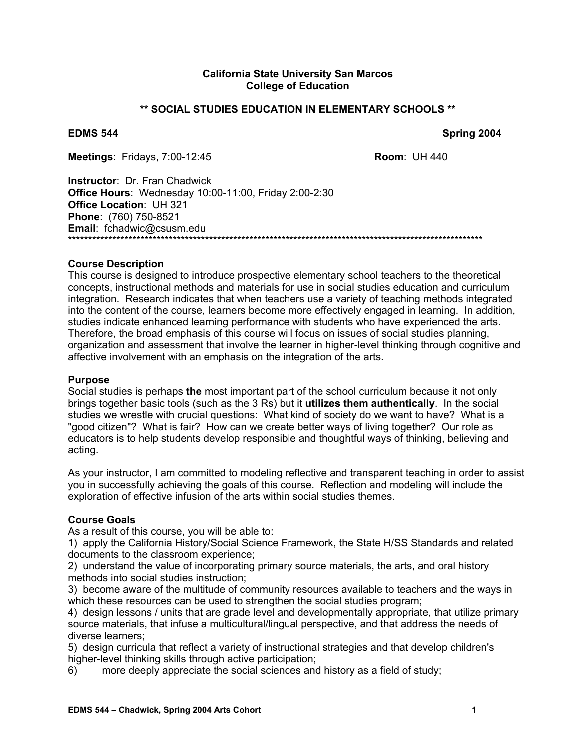**California State University San Marcos**
**College of Education**

## ** SOCIAL STUDIES EDUCATION IN ELEMENTARY SCHOOLS **

**EDMS 544** **Spring 2004**

**Meetings**: Fridays, 7:00-12:45 **Room**: UH 440

**Instructor**: Dr. Fran Chadwick
**Office Hours**: Wednesday 10:00-11:00, Friday 2:00-2:30
**Office Location**: UH 321
**Phone**: (760) 750-8521
**Email**: fchadwic@csusm.edu

***

### Course Description

This course is designed to introduce prospective elementary school teachers to the theoretical concepts, instructional methods and materials for use in social studies education and curriculum integration. Research indicates that when teachers use a variety of teaching methods integrated into the content of the course, learners become more effectively engaged in learning. In addition, studies indicate enhanced learning performance with students who have experienced the arts. Therefore, the broad emphasis of this course will focus on issues of social studies planning, organization and assessment that involve the learner in higher-level thinking through cognitive and affective involvement with an emphasis on the integration of the arts.

### Purpose

Social studies is perhaps **the** most important part of the school curriculum because it not only brings together basic tools (such as the 3 Rs) but it **utilizes them authentically**. In the social studies we wrestle with crucial questions: What kind of society do we want to have? What is a "good citizen"? What is fair? How can we create better ways of living together? Our role as educators is to help students develop responsible and thoughtful ways of thinking, believing and acting.

As your instructor, I am committed to modeling reflective and transparent teaching in order to assist you in successfully achieving the goals of this course. Reflection and modeling will include the exploration of effective infusion of the arts within social studies themes.

### Course Goals

As a result of this course, you will be able to:

1) apply the California History/Social Science Framework, the State H/SS Standards and related documents to the classroom experience;
2) understand the value of incorporating primary source materials, the arts, and oral history methods into social studies instruction;
3) become aware of the multitude of community resources available to teachers and the ways in which these resources can be used to strengthen the social studies program;
4) design lessons / units that are grade level and developmentally appropriate, that utilize primary source materials, that infuse a multicultural/lingual perspective, and that address the needs of diverse learners;
5) design curricula that reflect a variety of instructional strategies and that develop children's higher-level thinking skills through active participation;
6) more deeply appreciate the social sciences and history as a field of study;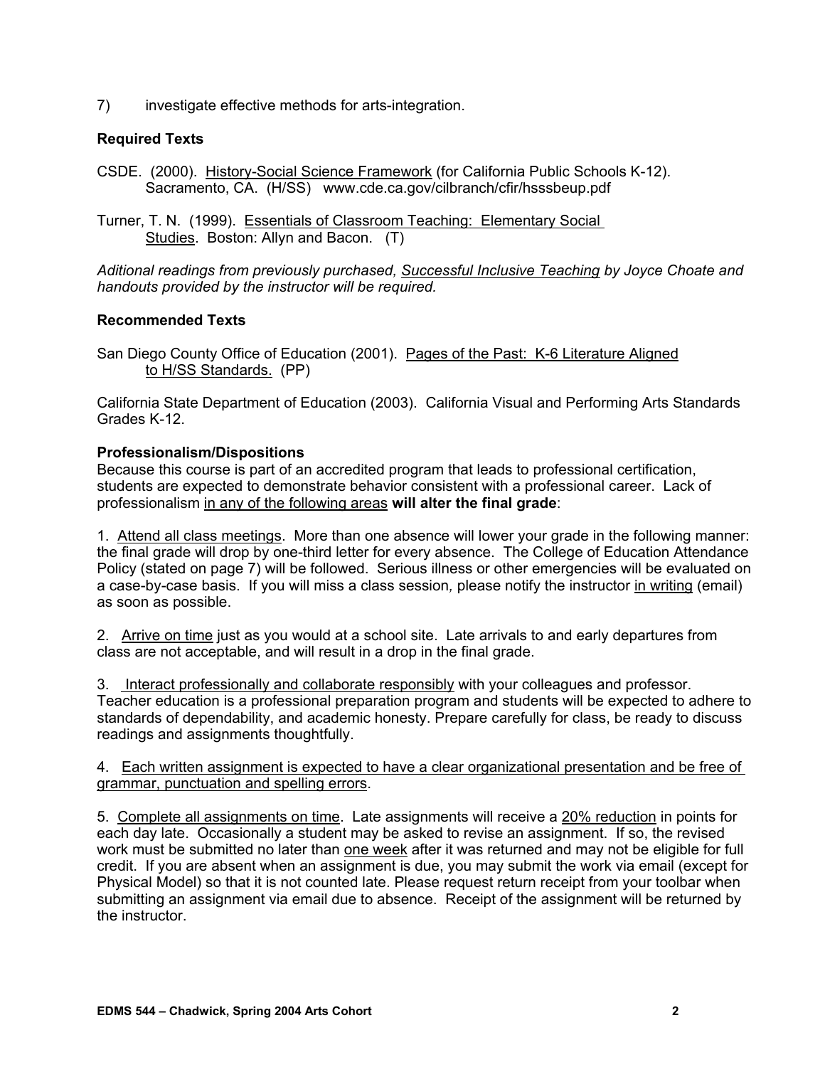7) investigate effective methods for arts-integration.

### Required Texts

CSDE. (2000). History-Social Science Framework (for California Public Schools K-12). Sacramento, CA. (H/SS) www.cde.ca.gov/cilbranch/cfir/hsssbeup.pdf

Turner, T. N. (1999). Essentials of Classroom Teaching: Elementary Social Studies. Boston: Allyn and Bacon. (T)

*Aditional readings from previously purchased, Successful Inclusive Teaching by Joyce Choate and handouts provided by the instructor will be required.*

### Recommended Texts

San Diego County Office of Education (2001). Pages of the Past: K-6 Literature Aligned to H/SS Standards. (PP)

California State Department of Education (2003). California Visual and Performing Arts Standards Grades K-12.

### Professionalism/Dispositions

Because this course is part of an accredited program that leads to professional certification, students are expected to demonstrate behavior consistent with a professional career. Lack of professionalism in any of the following areas **will alter the final grade**:

1. Attend all class meetings. More than one absence will lower your grade in the following manner: the final grade will drop by one-third letter for every absence. The College of Education Attendance Policy (stated on page 7) will be followed. Serious illness or other emergencies will be evaluated on a case-by-case basis. If you will miss a class session, please notify the instructor in writing (email) as soon as possible.

2. Arrive on time just as you would at a school site. Late arrivals to and early departures from class are not acceptable, and will result in a drop in the final grade.

3. Interact professionally and collaborate responsibly with your colleagues and professor. Teacher education is a professional preparation program and students will be expected to adhere to standards of dependability, and academic honesty. Prepare carefully for class, be ready to discuss readings and assignments thoughtfully.

4. Each written assignment is expected to have a clear organizational presentation and be free of grammar, punctuation and spelling errors.

5. Complete all assignments on time. Late assignments will receive a 20% reduction in points for each day late. Occasionally a student may be asked to revise an assignment. If so, the revised work must be submitted no later than one week after it was returned and may not be eligible for full credit. If you are absent when an assignment is due, you may submit the work via email (except for Physical Model) so that it is not counted late. Please request return receipt from your toolbar when submitting an assignment via email due to absence. Receipt of the assignment will be returned by the instructor.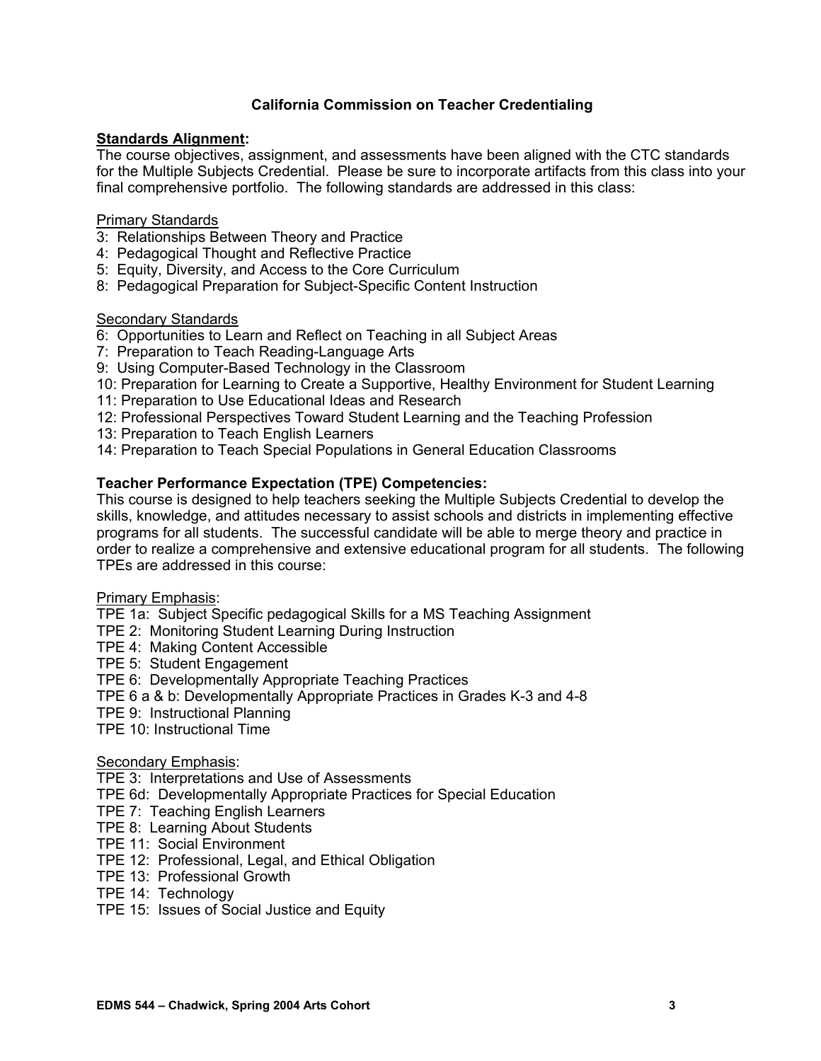## California Commission on Teacher Credentialing

**Standards Alignment:**

The course objectives, assignment, and assessments have been aligned with the CTC standards for the Multiple Subjects Credential. Please be sure to incorporate artifacts from this class into your final comprehensive portfolio. The following standards are addressed in this class:

Primary Standards

3: Relationships Between Theory and Practice
4: Pedagogical Thought and Reflective Practice
5: Equity, Diversity, and Access to the Core Curriculum
8: Pedagogical Preparation for Subject-Specific Content Instruction

Secondary Standards

6: Opportunities to Learn and Reflect on Teaching in all Subject Areas
7: Preparation to Teach Reading-Language Arts
9: Using Computer-Based Technology in the Classroom
10: Preparation for Learning to Create a Supportive, Healthy Environment for Student Learning
11: Preparation to Use Educational Ideas and Research
12: Professional Perspectives Toward Student Learning and the Teaching Profession
13: Preparation to Teach English Learners
14: Preparation to Teach Special Populations in General Education Classrooms

**Teacher Performance Expectation (TPE) Competencies:**

This course is designed to help teachers seeking the Multiple Subjects Credential to develop the skills, knowledge, and attitudes necessary to assist schools and districts in implementing effective programs for all students. The successful candidate will be able to merge theory and practice in order to realize a comprehensive and extensive educational program for all students. The following TPEs are addressed in this course:

Primary Emphasis:

TPE 1a: Subject Specific pedagogical Skills for a MS Teaching Assignment
TPE 2: Monitoring Student Learning During Instruction
TPE 4: Making Content Accessible
TPE 5: Student Engagement
TPE 6: Developmentally Appropriate Teaching Practices
TPE 6 a & b: Developmentally Appropriate Practices in Grades K-3 and 4-8
TPE 9: Instructional Planning
TPE 10: Instructional Time

Secondary Emphasis:

TPE 3: Interpretations and Use of Assessments
TPE 6d: Developmentally Appropriate Practices for Special Education
TPE 7: Teaching English Learners
TPE 8: Learning About Students
TPE 11: Social Environment
TPE 12: Professional, Legal, and Ethical Obligation
TPE 13: Professional Growth
TPE 14: Technology
TPE 15: Issues of Social Justice and Equity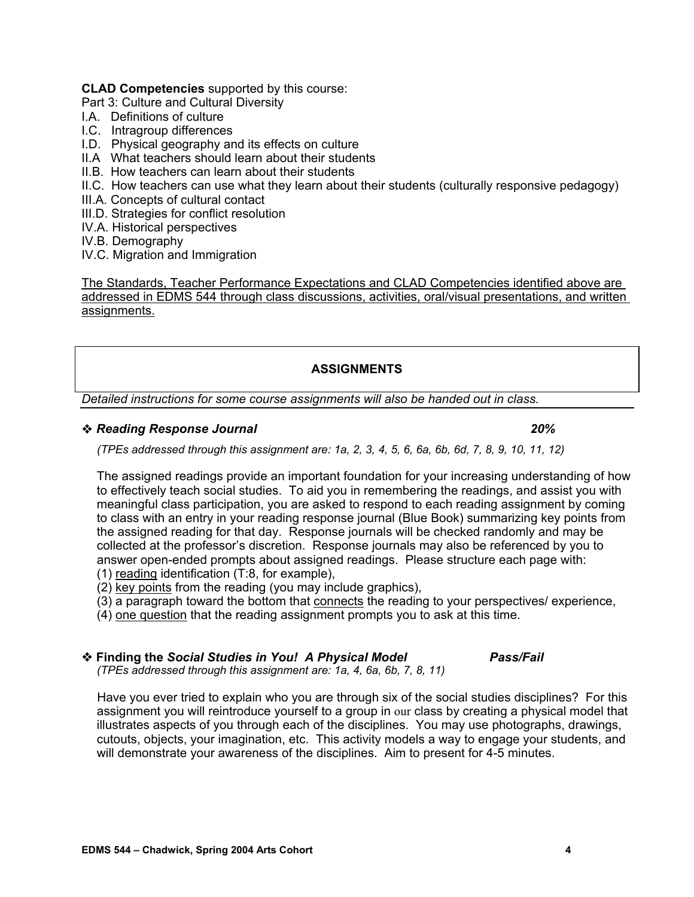**CLAD Competencies** supported by this course:

Part 3: Culture and Cultural Diversity

I.A. Definitions of culture
I.C. Intragroup differences
I.D. Physical geography and its effects on culture
II.A What teachers should learn about their students
II.B. How teachers can learn about their students
II.C. How teachers can use what they learn about their students (culturally responsive pedagogy)
III.A. Concepts of cultural contact
III.D. Strategies for conflict resolution
IV.A. Historical perspectives
IV.B. Demography
IV.C. Migration and Immigration

<u>The Standards, Teacher Performance Expectations and CLAD Competencies identified above are addressed in EDMS 544 through class discussions, activities, oral/visual presentations, and written assignments.</u>

## ASSIGNMENTS

*Detailed instructions for some course assignments will also be handed out in class.*

### ❖ *Reading Response Journal* — *20%*

*(TPEs addressed through this assignment are: 1a, 2, 3, 4, 5, 6, 6a, 6b, 6d, 7, 8, 9, 10, 11, 12)*

The assigned readings provide an important foundation for your increasing understanding of how to effectively teach social studies. To aid you in remembering the readings, and assist you with meaningful class participation, you are asked to respond to each reading assignment by coming to class with an entry in your reading response journal (Blue Book) summarizing key points from the assigned reading for that day. Response journals will be checked randomly and may be collected at the professor's discretion. Response journals may also be referenced by you to answer open-ended prompts about assigned readings. Please structure each page with:

(1) <u>reading</u> identification (T:8, for example),
(2) <u>key points</u> from the reading (you may include graphics),
(3) a paragraph toward the bottom that <u>connects</u> the reading to your perspectives/ experience,
(4) <u>one question</u> that the reading assignment prompts you to ask at this time.

### ❖ Finding the *Social Studies in You! A Physical Model* — *Pass/Fail*

*(TPEs addressed through this assignment are: 1a, 4, 6a, 6b, 7, 8, 11)*

Have you ever tried to explain who you are through six of the social studies disciplines? For this assignment you will reintroduce yourself to a group in our class by creating a physical model that illustrates aspects of you through each of the disciplines. You may use photographs, drawings, cutouts, objects, your imagination, etc. This activity models a way to engage your students, and will demonstrate your awareness of the disciplines. Aim to present for 4-5 minutes.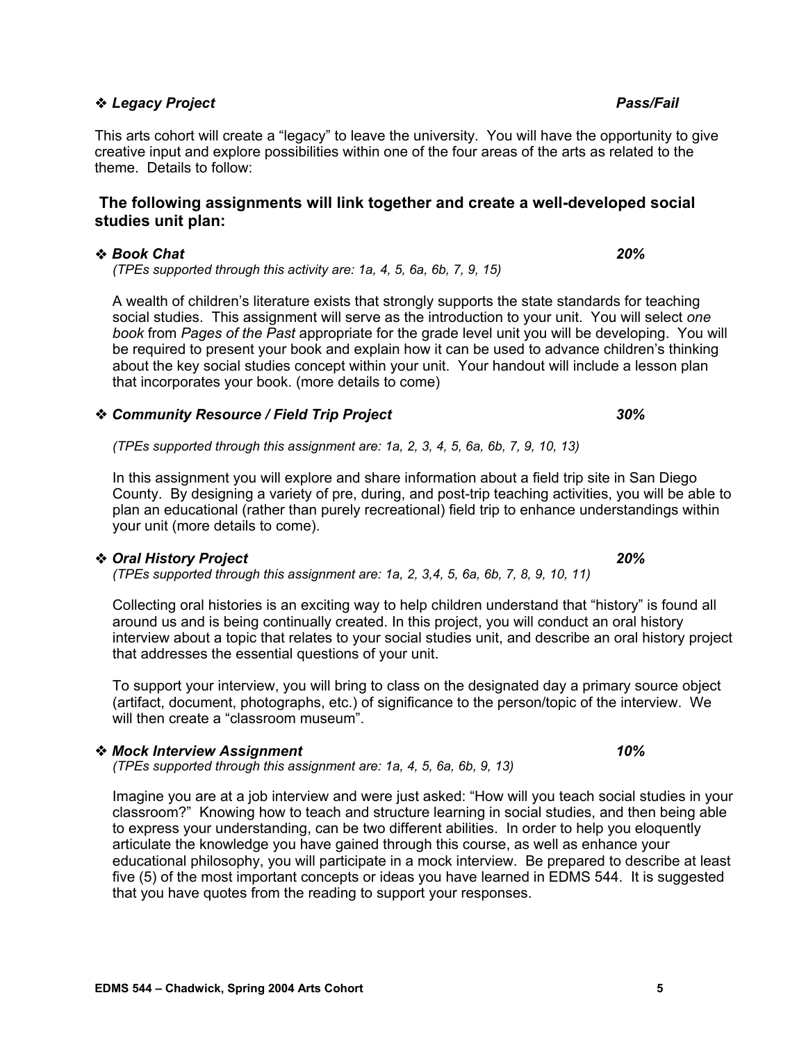❖ ***Legacy Project*** ***Pass/Fail***

This arts cohort will create a "legacy" to leave the university. You will have the opportunity to give creative input and explore possibilities within one of the four areas of the arts as related to the theme. Details to follow:

**The following assignments will link together and create a well-developed social studies unit plan:**

❖ ***Book Chat*** ***20%***

*(TPEs supported through this activity are: 1a, 4, 5, 6a, 6b, 7, 9, 15)*

A wealth of children's literature exists that strongly supports the state standards for teaching social studies. This assignment will serve as the introduction to your unit. You will select *one book* from *Pages of the Past* appropriate for the grade level unit you will be developing. You will be required to present your book and explain how it can be used to advance children's thinking about the key social studies concept within your unit. Your handout will include a lesson plan that incorporates your book. (more details to come)

❖ ***Community Resource / Field Trip Project*** ***30%***

*(TPEs supported through this assignment are: 1a, 2, 3, 4, 5, 6a, 6b, 7, 9, 10, 13)*

In this assignment you will explore and share information about a field trip site in San Diego County. By designing a variety of pre, during, and post-trip teaching activities, you will be able to plan an educational (rather than purely recreational) field trip to enhance understandings within your unit (more details to come).

❖ ***Oral History Project*** ***20%***

*(TPEs supported through this assignment are: 1a, 2, 3,4, 5, 6a, 6b, 7, 8, 9, 10, 11)*

Collecting oral histories is an exciting way to help children understand that "history" is found all around us and is being continually created. In this project, you will conduct an oral history interview about a topic that relates to your social studies unit, and describe an oral history project that addresses the essential questions of your unit.

To support your interview, you will bring to class on the designated day a primary source object (artifact, document, photographs, etc.) of significance to the person/topic of the interview. We will then create a "classroom museum".

❖ ***Mock Interview Assignment*** ***10%***

*(TPEs supported through this assignment are: 1a, 4, 5, 6a, 6b, 9, 13)*

Imagine you are at a job interview and were just asked: "How will you teach social studies in your classroom?" Knowing how to teach and structure learning in social studies, and then being able to express your understanding, can be two different abilities. In order to help you eloquently articulate the knowledge you have gained through this course, as well as enhance your educational philosophy, you will participate in a mock interview. Be prepared to describe at least five (5) of the most important concepts or ideas you have learned in EDMS 544. It is suggested that you have quotes from the reading to support your responses.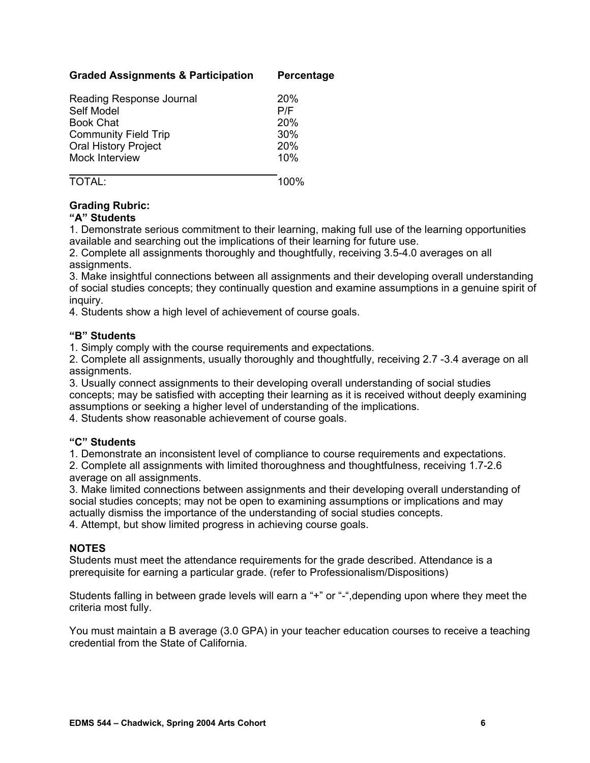| Graded Assignments & Participation | Percentage |
|---|---|
| Reading Response Journal | 20% |
| Self Model | P/F |
| Book Chat | 20% |
| Community Field Trip | 30% |
| Oral History Project | 20% |
| Mock Interview | 10% |
| TOTAL: | 100% |

**Grading Rubric:**

**"A" Students**

1. Demonstrate serious commitment to their learning, making full use of the learning opportunities available and searching out the implications of their learning for future use.
2. Complete all assignments thoroughly and thoughtfully, receiving 3.5-4.0 averages on all assignments.
3. Make insightful connections between all assignments and their developing overall understanding of social studies concepts; they continually question and examine assumptions in a genuine spirit of inquiry.
4. Students show a high level of achievement of course goals.

**"B" Students**

1. Simply comply with the course requirements and expectations.
2. Complete all assignments, usually thoroughly and thoughtfully, receiving 2.7 -3.4 average on all assignments.
3. Usually connect assignments to their developing overall understanding of social studies concepts; may be satisfied with accepting their learning as it is received without deeply examining assumptions or seeking a higher level of understanding of the implications.
4. Students show reasonable achievement of course goals.

**"C" Students**

1. Demonstrate an inconsistent level of compliance to course requirements and expectations.
2. Complete all assignments with limited thoroughness and thoughtfulness, receiving 1.7-2.6 average on all assignments.
3. Make limited connections between assignments and their developing overall understanding of social studies concepts; may not be open to examining assumptions or implications and may actually dismiss the importance of the understanding of social studies concepts.
4. Attempt, but show limited progress in achieving course goals.

**NOTES**

Students must meet the attendance requirements for the grade described. Attendance is a prerequisite for earning a particular grade. (refer to Professionalism/Dispositions)

Students falling in between grade levels will earn a "+" or "-",depending upon where they meet the criteria most fully.

You must maintain a B average (3.0 GPA) in your teacher education courses to receive a teaching credential from the State of California.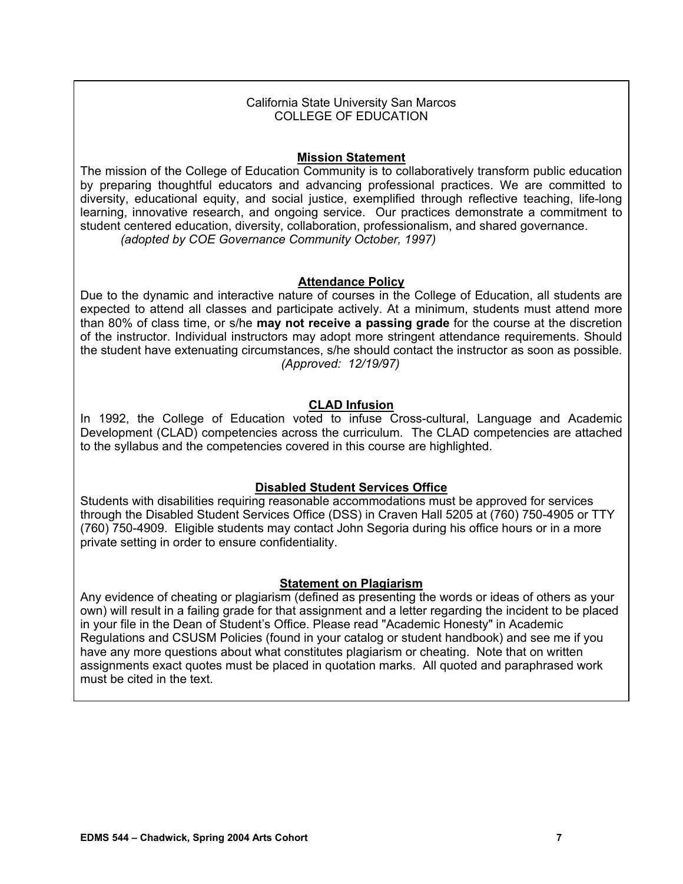California State University San Marcos
COLLEGE OF EDUCATION

## Mission Statement

The mission of the College of Education Community is to collaboratively transform public education by preparing thoughtful educators and advancing professional practices. We are committed to diversity, educational equity, and social justice, exemplified through reflective teaching, life-long learning, innovative research, and ongoing service. Our practices demonstrate a commitment to student centered education, diversity, collaboration, professionalism, and shared governance.
*(adopted by COE Governance Community October, 1997)*

## Attendance Policy

Due to the dynamic and interactive nature of courses in the College of Education, all students are expected to attend all classes and participate actively. At a minimum, students must attend more than 80% of class time, or s/he **may not receive a passing grade** for the course at the discretion of the instructor. Individual instructors may adopt more stringent attendance requirements. Should the student have extenuating circumstances, s/he should contact the instructor as soon as possible.
*(Approved: 12/19/97)*

## CLAD Infusion

In 1992, the College of Education voted to infuse Cross-cultural, Language and Academic Development (CLAD) competencies across the curriculum. The CLAD competencies are attached to the syllabus and the competencies covered in this course are highlighted.

## Disabled Student Services Office

Students with disabilities requiring reasonable accommodations must be approved for services through the Disabled Student Services Office (DSS) in Craven Hall 5205 at (760) 750-4905 or TTY (760) 750-4909. Eligible students may contact John Segoria during his office hours or in a more private setting in order to ensure confidentiality.

## Statement on Plagiarism

Any evidence of cheating or plagiarism (defined as presenting the words or ideas of others as your own) will result in a failing grade for that assignment and a letter regarding the incident to be placed in your file in the Dean of Student's Office. Please read "Academic Honesty" in Academic Regulations and CSUSM Policies (found in your catalog or student handbook) and see me if you have any more questions about what constitutes plagiarism or cheating. Note that on written assignments exact quotes must be placed in quotation marks. All quoted and paraphrased work must be cited in the text.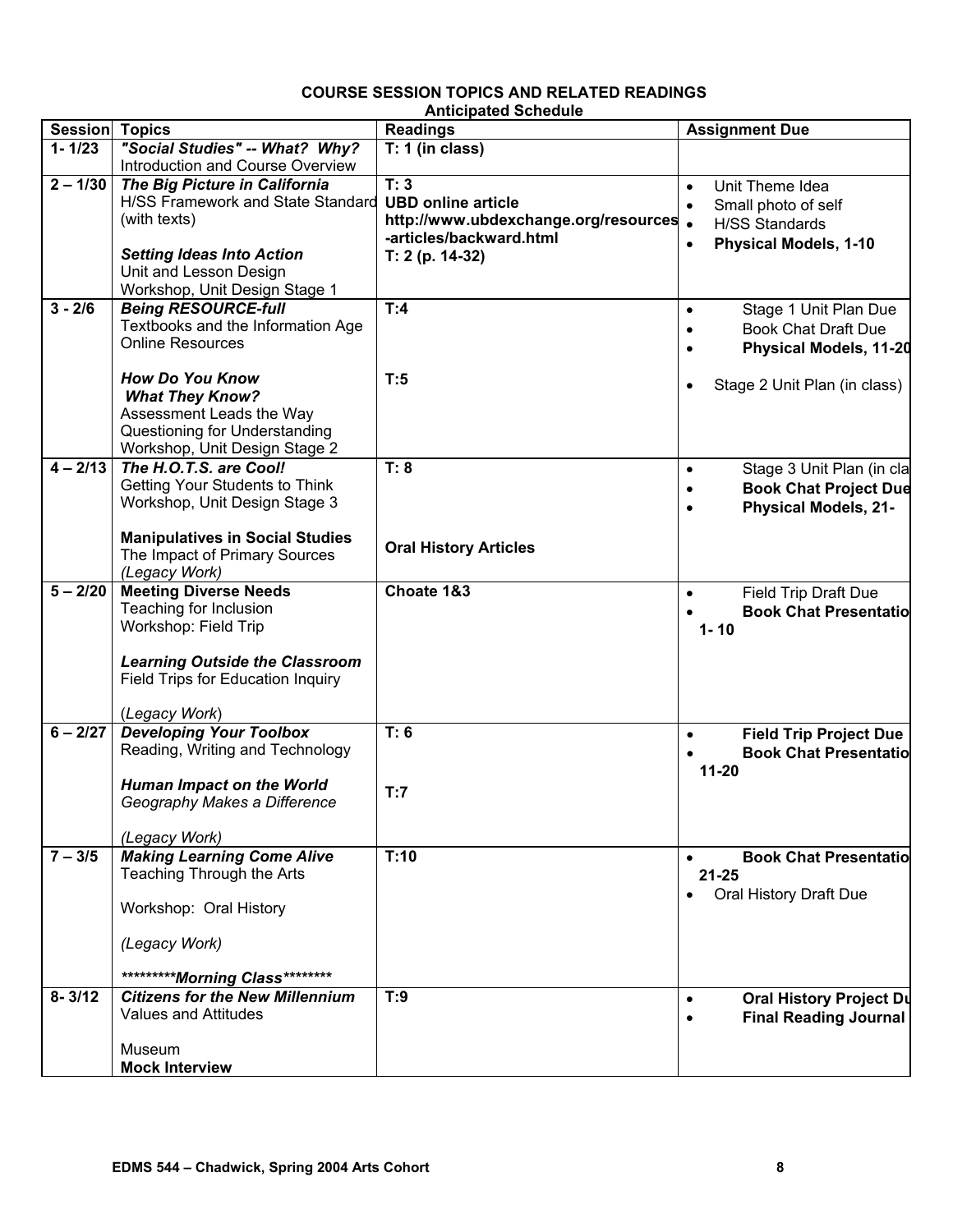**COURSE SESSION TOPICS AND RELATED READINGS**
**Anticipated Schedule**

| Session | Topics | Readings | Assignment Due |
|---|---|---|---|
| **1- 1/23** | ***"Social Studies" -- What? Why?*** Introduction and Course Overview | **T: 1 (in class)** | |
| **2 – 1/30** | ***The Big Picture in California*** H/SS Framework and State Standard (with texts) <br><br> ***Setting Ideas Into Action*** Unit and Lesson Design Workshop, Unit Design Stage 1 | **T: 3** <br> **UBD online article** <br> **http://www.ubdexchange.org/resources-articles/backward.html** <br> **T: 2 (p. 14-32)** | • Unit Theme Idea <br> • Small photo of self <br> • H/SS Standards <br> • **Physical Models, 1-10** |
| **3 - 2/6** | ***Being RESOURCE-full*** Textbooks and the Information Age Online Resources <br><br> ***How Do You Know What They Know?*** Assessment Leads the Way Questioning for Understanding Workshop, Unit Design Stage 2 | **T:4** <br><br> **T:5** | • Stage 1 Unit Plan Due <br> • Book Chat Draft Due <br> • **Physical Models, 11-20** <br><br> • Stage 2 Unit Plan (in class) |
| **4 – 2/13** | ***The H.O.T.S. are Cool!*** Getting Your Students to Think Workshop, Unit Design Stage 3 <br><br> **Manipulatives in Social Studies** The Impact of Primary Sources *(Legacy Work)* | **T: 8** <br><br> **Oral History Articles** | • Stage 3 Unit Plan (in cla <br> • **Book Chat Project Due** <br> • **Physical Models, 21-** |
| **5 – 2/20** | **Meeting Diverse Needs** Teaching for Inclusion Workshop: Field Trip <br><br> ***Learning Outside the Classroom*** Field Trips for Education Inquiry <br><br> (*Legacy Work*) | **Choate 1&3** | • Field Trip Draft Due <br> • **Book Chat Presentatio 1- 10** |
| **6 – 2/27** | ***Developing Your Toolbox*** Reading, Writing and Technology <br><br> ***Human Impact on the World*** *Geography Makes a Difference* <br><br> *(Legacy Work)* | **T: 6** <br><br> **T:7** | • **Field Trip Project Due** <br> • **Book Chat Presentatio 11-20** |
| **7 – 3/5** | ***Making Learning Come Alive*** Teaching Through the Arts <br><br> Workshop: Oral History <br><br> *(Legacy Work)* <br><br> ****\*\*\*\*\*\*\*\*\*Morning Class\*\*\*\*\*\*\*\*\**** | **T:10** | • **Book Chat Presentatio 21-25** <br> • Oral History Draft Due |
| **8- 3/12** | ***Citizens for the New Millennium*** Values and Attitudes <br><br> Museum <br> **Mock Interview** | **T:9** | • **Oral History Project Du** <br> • **Final Reading Journal** |